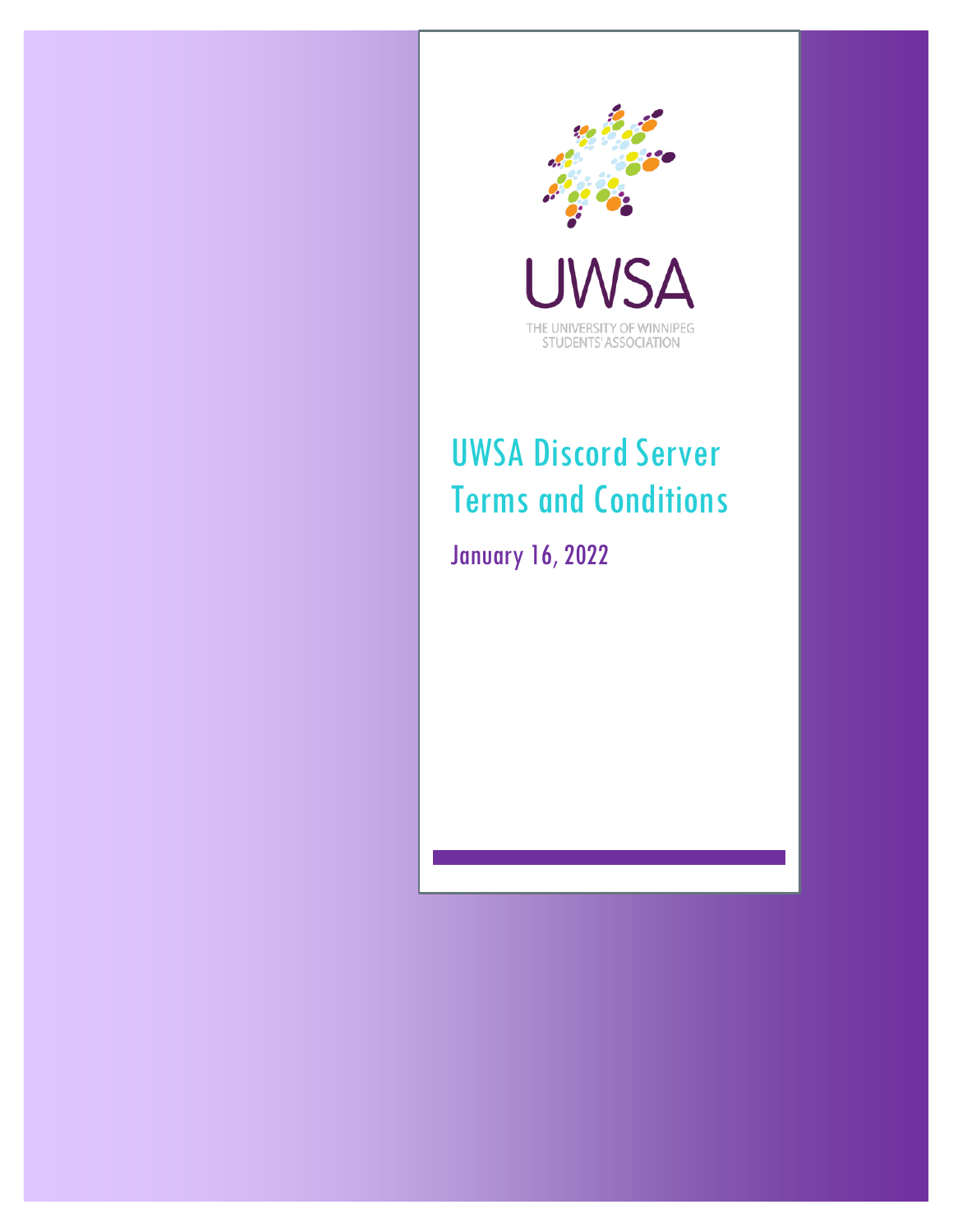UWSA

THE UNIVERSITY OF WINNIPEG STUDENTS' ASSOCIATION

# UWSA Discord Server Terms and Conditions

January 16, 2022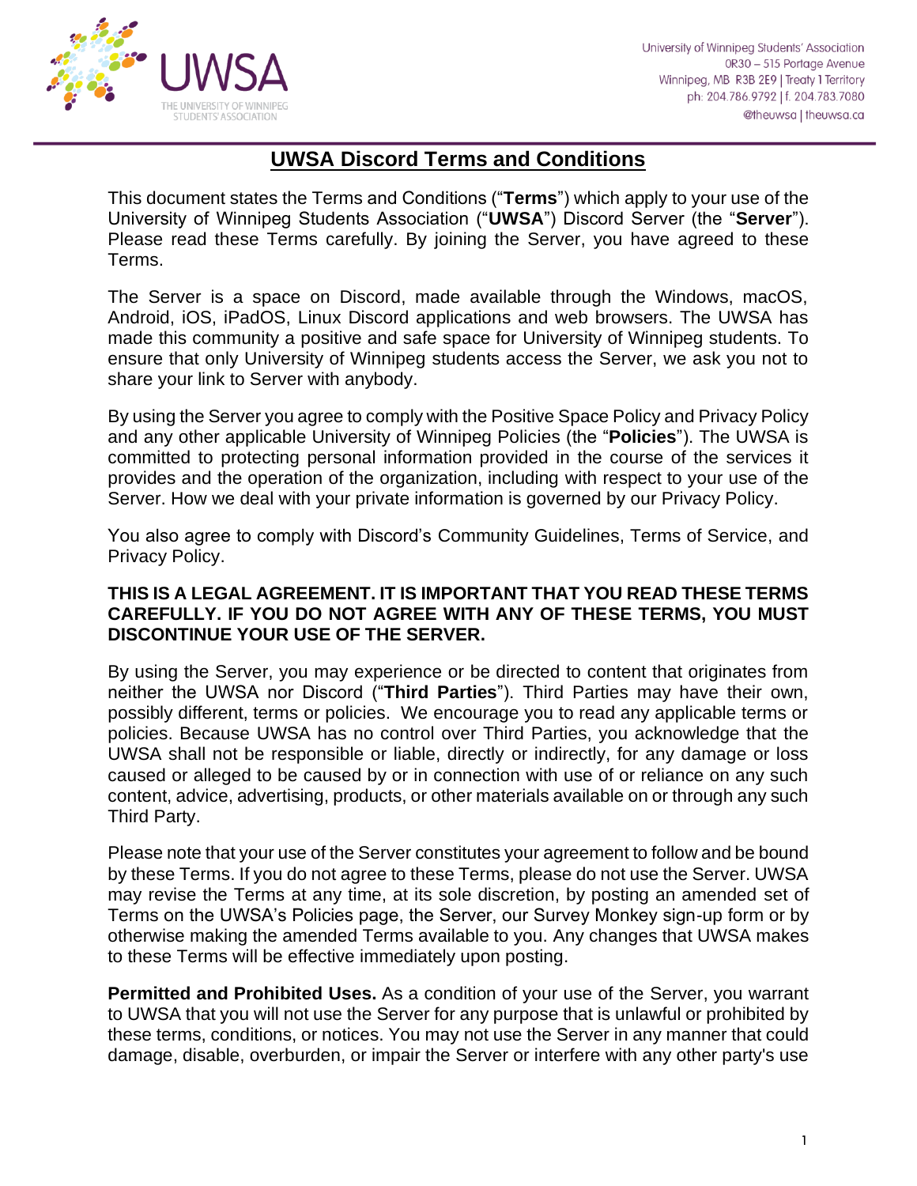# UWSA Discord Terms and Conditions

This document states the Terms and Conditions ("**Terms**") which apply to your use of the University of Winnipeg Students Association ("**UWSA**") Discord Server (the "**Server**"). Please read these Terms carefully. By joining the Server, you have agreed to these Terms.

The Server is a space on Discord, made available through the Windows, macOS, Android, iOS, iPadOS, Linux Discord applications and web browsers. The UWSA has made this community a positive and safe space for University of Winnipeg students. To ensure that only University of Winnipeg students access the Server, we ask you not to share your link to Server with anybody.

By using the Server you agree to comply with the Positive Space Policy and Privacy Policy and any other applicable University of Winnipeg Policies (the "**Policies**"). The UWSA is committed to protecting personal information provided in the course of the services it provides and the operation of the organization, including with respect to your use of the Server. How we deal with your private information is governed by our Privacy Policy.

You also agree to comply with Discord's Community Guidelines, Terms of Service, and Privacy Policy.

**THIS IS A LEGAL AGREEMENT. IT IS IMPORTANT THAT YOU READ THESE TERMS CAREFULLY. IF YOU DO NOT AGREE WITH ANY OF THESE TERMS, YOU MUST DISCONTINUE YOUR USE OF THE SERVER.**

By using the Server, you may experience or be directed to content that originates from neither the UWSA nor Discord ("**Third Parties**"). Third Parties may have their own, possibly different, terms or policies. We encourage you to read any applicable terms or policies. Because UWSA has no control over Third Parties, you acknowledge that the UWSA shall not be responsible or liable, directly or indirectly, for any damage or loss caused or alleged to be caused by or in connection with use of or reliance on any such content, advice, advertising, products, or other materials available on or through any such Third Party.

Please note that your use of the Server constitutes your agreement to follow and be bound by these Terms. If you do not agree to these Terms, please do not use the Server. UWSA may revise the Terms at any time, at its sole discretion, by posting an amended set of Terms on the UWSA's Policies page, the Server, our Survey Monkey sign-up form or by otherwise making the amended Terms available to you. Any changes that UWSA makes to these Terms will be effective immediately upon posting.

**Permitted and Prohibited Uses.** As a condition of your use of the Server, you warrant to UWSA that you will not use the Server for any purpose that is unlawful or prohibited by these terms, conditions, or notices. You may not use the Server in any manner that could damage, disable, overburden, or impair the Server or interfere with any other party's use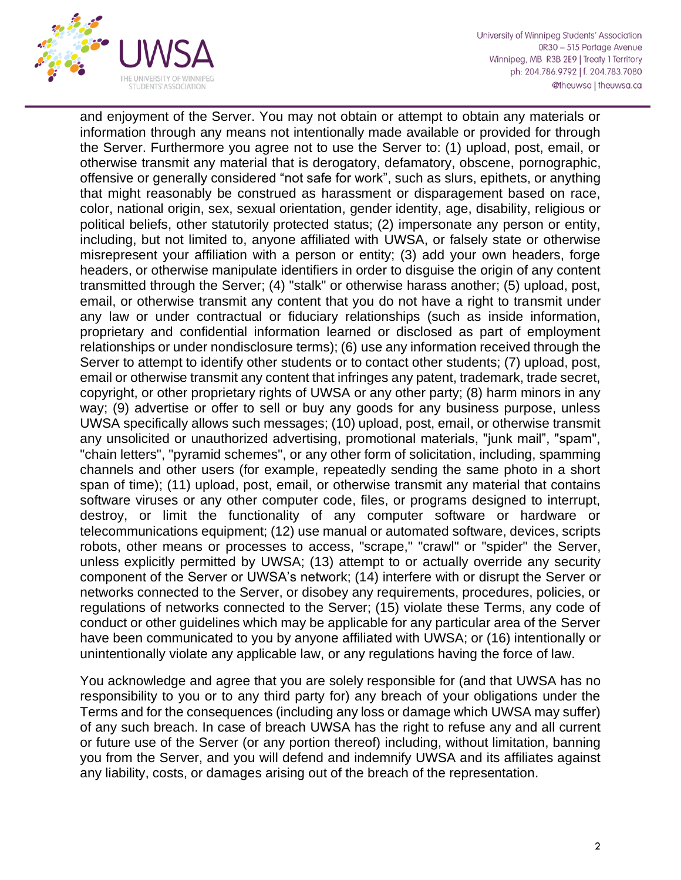and enjoyment of the Server. You may not obtain or attempt to obtain any materials or information through any means not intentionally made available or provided for through the Server. Furthermore you agree not to use the Server to: (1) upload, post, email, or otherwise transmit any material that is derogatory, defamatory, obscene, pornographic, offensive or generally considered "not safe for work", such as slurs, epithets, or anything that might reasonably be construed as harassment or disparagement based on race, color, national origin, sex, sexual orientation, gender identity, age, disability, religious or political beliefs, other statutorily protected status; (2) impersonate any person or entity, including, but not limited to, anyone affiliated with UWSA, or falsely state or otherwise misrepresent your affiliation with a person or entity; (3) add your own headers, forge headers, or otherwise manipulate identifiers in order to disguise the origin of any content transmitted through the Server; (4) "stalk" or otherwise harass another; (5) upload, post, email, or otherwise transmit any content that you do not have a right to transmit under any law or under contractual or fiduciary relationships (such as inside information, proprietary and confidential information learned or disclosed as part of employment relationships or under nondisclosure terms); (6) use any information received through the Server to attempt to identify other students or to contact other students; (7) upload, post, email or otherwise transmit any content that infringes any patent, trademark, trade secret, copyright, or other proprietary rights of UWSA or any other party; (8) harm minors in any way; (9) advertise or offer to sell or buy any goods for any business purpose, unless UWSA specifically allows such messages; (10) upload, post, email, or otherwise transmit any unsolicited or unauthorized advertising, promotional materials, "junk mail", "spam", "chain letters", "pyramid schemes", or any other form of solicitation, including, spamming channels and other users (for example, repeatedly sending the same photo in a short span of time); (11) upload, post, email, or otherwise transmit any material that contains software viruses or any other computer code, files, or programs designed to interrupt, destroy, or limit the functionality of any computer software or hardware or telecommunications equipment; (12) use manual or automated software, devices, scripts robots, other means or processes to access, "scrape," "crawl" or "spider" the Server, unless explicitly permitted by UWSA; (13) attempt to or actually override any security component of the Server or UWSA's network; (14) interfere with or disrupt the Server or networks connected to the Server, or disobey any requirements, procedures, policies, or regulations of networks connected to the Server; (15) violate these Terms, any code of conduct or other guidelines which may be applicable for any particular area of the Server have been communicated to you by anyone affiliated with UWSA; or (16) intentionally or unintentionally violate any applicable law, or any regulations having the force of law.

You acknowledge and agree that you are solely responsible for (and that UWSA has no responsibility to you or to any third party for) any breach of your obligations under the Terms and for the consequences (including any loss or damage which UWSA may suffer) of any such breach. In case of breach UWSA has the right to refuse any and all current or future use of the Server (or any portion thereof) including, without limitation, banning you from the Server, and you will defend and indemnify UWSA and its affiliates against any liability, costs, or damages arising out of the breach of the representation.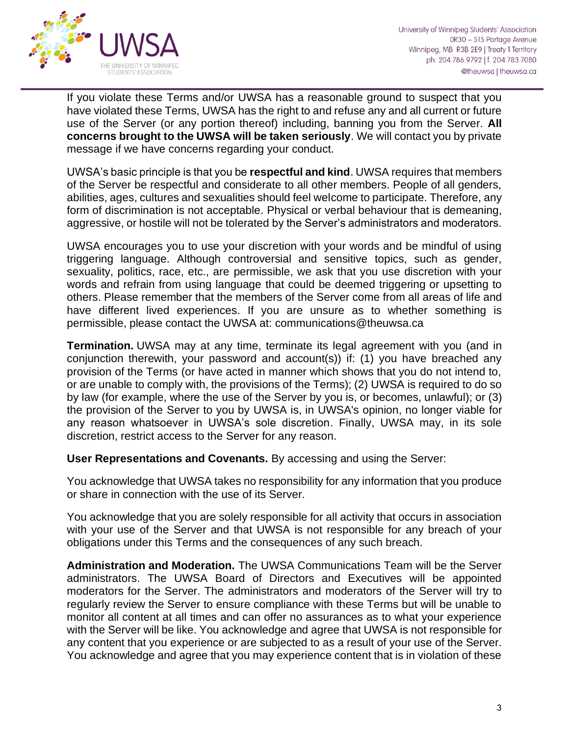If you violate these Terms and/or UWSA has a reasonable ground to suspect that you have violated these Terms, UWSA has the right to and refuse any and all current or future use of the Server (or any portion thereof) including, banning you from the Server. **All concerns brought to the UWSA will be taken seriously**. We will contact you by private message if we have concerns regarding your conduct.

UWSA's basic principle is that you be **respectful and kind**. UWSA requires that members of the Server be respectful and considerate to all other members. People of all genders, abilities, ages, cultures and sexualities should feel welcome to participate. Therefore, any form of discrimination is not acceptable. Physical or verbal behaviour that is demeaning, aggressive, or hostile will not be tolerated by the Server's administrators and moderators.

UWSA encourages you to use your discretion with your words and be mindful of using triggering language. Although controversial and sensitive topics, such as gender, sexuality, politics, race, etc., are permissible, we ask that you use discretion with your words and refrain from using language that could be deemed triggering or upsetting to others. Please remember that the members of the Server come from all areas of life and have different lived experiences. If you are unsure as to whether something is permissible, please contact the UWSA at: communications@theuwsa.ca

**Termination.** UWSA may at any time, terminate its legal agreement with you (and in conjunction therewith, your password and account(s)) if: (1) you have breached any provision of the Terms (or have acted in manner which shows that you do not intend to, or are unable to comply with, the provisions of the Terms); (2) UWSA is required to do so by law (for example, where the use of the Server by you is, or becomes, unlawful); or (3) the provision of the Server to you by UWSA is, in UWSA's opinion, no longer viable for any reason whatsoever in UWSA's sole discretion. Finally, UWSA may, in its sole discretion, restrict access to the Server for any reason.

**User Representations and Covenants.** By accessing and using the Server:

You acknowledge that UWSA takes no responsibility for any information that you produce or share in connection with the use of its Server.

You acknowledge that you are solely responsible for all activity that occurs in association with your use of the Server and that UWSA is not responsible for any breach of your obligations under this Terms and the consequences of any such breach.

**Administration and Moderation.** The UWSA Communications Team will be the Server administrators. The UWSA Board of Directors and Executives will be appointed moderators for the Server. The administrators and moderators of the Server will try to regularly review the Server to ensure compliance with these Terms but will be unable to monitor all content at all times and can offer no assurances as to what your experience with the Server will be like. You acknowledge and agree that UWSA is not responsible for any content that you experience or are subjected to as a result of your use of the Server. You acknowledge and agree that you may experience content that is in violation of these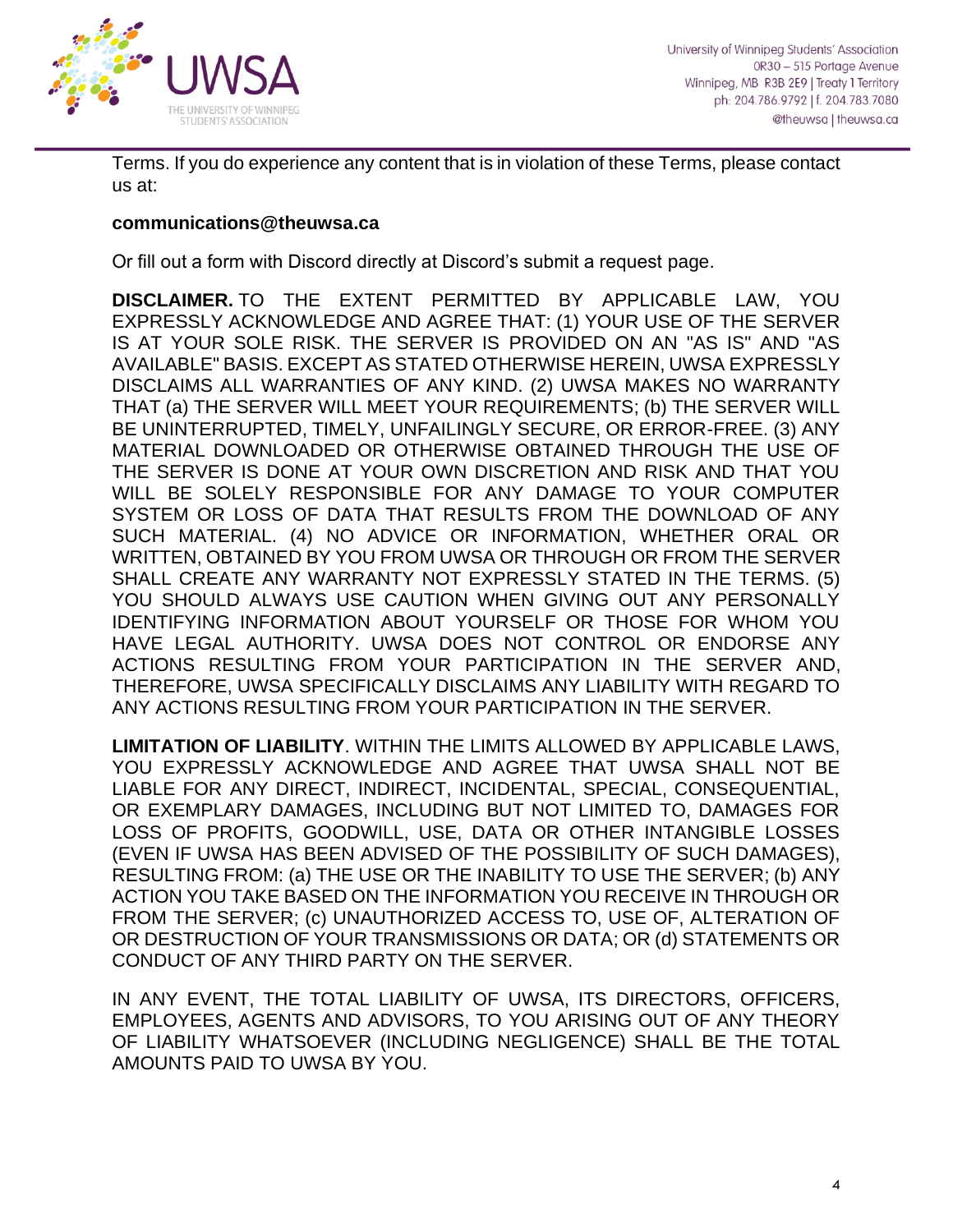Terms. If you do experience any content that is in violation of these Terms, please contact us at:

**communications@theuwsa.ca**

Or fill out a form with Discord directly at Discord's submit a request page.

**DISCLAIMER.** TO THE EXTENT PERMITTED BY APPLICABLE LAW, YOU EXPRESSLY ACKNOWLEDGE AND AGREE THAT: (1) YOUR USE OF THE SERVER IS AT YOUR SOLE RISK. THE SERVER IS PROVIDED ON AN "AS IS" AND "AS AVAILABLE" BASIS. EXCEPT AS STATED OTHERWISE HEREIN, UWSA EXPRESSLY DISCLAIMS ALL WARRANTIES OF ANY KIND. (2) UWSA MAKES NO WARRANTY THAT (a) THE SERVER WILL MEET YOUR REQUIREMENTS; (b) THE SERVER WILL BE UNINTERRUPTED, TIMELY, UNFAILINGLY SECURE, OR ERROR-FREE. (3) ANY MATERIAL DOWNLOADED OR OTHERWISE OBTAINED THROUGH THE USE OF THE SERVER IS DONE AT YOUR OWN DISCRETION AND RISK AND THAT YOU WILL BE SOLELY RESPONSIBLE FOR ANY DAMAGE TO YOUR COMPUTER SYSTEM OR LOSS OF DATA THAT RESULTS FROM THE DOWNLOAD OF ANY SUCH MATERIAL. (4) NO ADVICE OR INFORMATION, WHETHER ORAL OR WRITTEN, OBTAINED BY YOU FROM UWSA OR THROUGH OR FROM THE SERVER SHALL CREATE ANY WARRANTY NOT EXPRESSLY STATED IN THE TERMS. (5) YOU SHOULD ALWAYS USE CAUTION WHEN GIVING OUT ANY PERSONALLY IDENTIFYING INFORMATION ABOUT YOURSELF OR THOSE FOR WHOM YOU HAVE LEGAL AUTHORITY. UWSA DOES NOT CONTROL OR ENDORSE ANY ACTIONS RESULTING FROM YOUR PARTICIPATION IN THE SERVER AND, THEREFORE, UWSA SPECIFICALLY DISCLAIMS ANY LIABILITY WITH REGARD TO ANY ACTIONS RESULTING FROM YOUR PARTICIPATION IN THE SERVER.

**LIMITATION OF LIABILITY**. WITHIN THE LIMITS ALLOWED BY APPLICABLE LAWS, YOU EXPRESSLY ACKNOWLEDGE AND AGREE THAT UWSA SHALL NOT BE LIABLE FOR ANY DIRECT, INDIRECT, INCIDENTAL, SPECIAL, CONSEQUENTIAL, OR EXEMPLARY DAMAGES, INCLUDING BUT NOT LIMITED TO, DAMAGES FOR LOSS OF PROFITS, GOODWILL, USE, DATA OR OTHER INTANGIBLE LOSSES (EVEN IF UWSA HAS BEEN ADVISED OF THE POSSIBILITY OF SUCH DAMAGES), RESULTING FROM: (a) THE USE OR THE INABILITY TO USE THE SERVER; (b) ANY ACTION YOU TAKE BASED ON THE INFORMATION YOU RECEIVE IN THROUGH OR FROM THE SERVER; (c) UNAUTHORIZED ACCESS TO, USE OF, ALTERATION OF OR DESTRUCTION OF YOUR TRANSMISSIONS OR DATA; OR (d) STATEMENTS OR CONDUCT OF ANY THIRD PARTY ON THE SERVER.

IN ANY EVENT, THE TOTAL LIABILITY OF UWSA, ITS DIRECTORS, OFFICERS, EMPLOYEES, AGENTS AND ADVISORS, TO YOU ARISING OUT OF ANY THEORY OF LIABILITY WHATSOEVER (INCLUDING NEGLIGENCE) SHALL BE THE TOTAL AMOUNTS PAID TO UWSA BY YOU.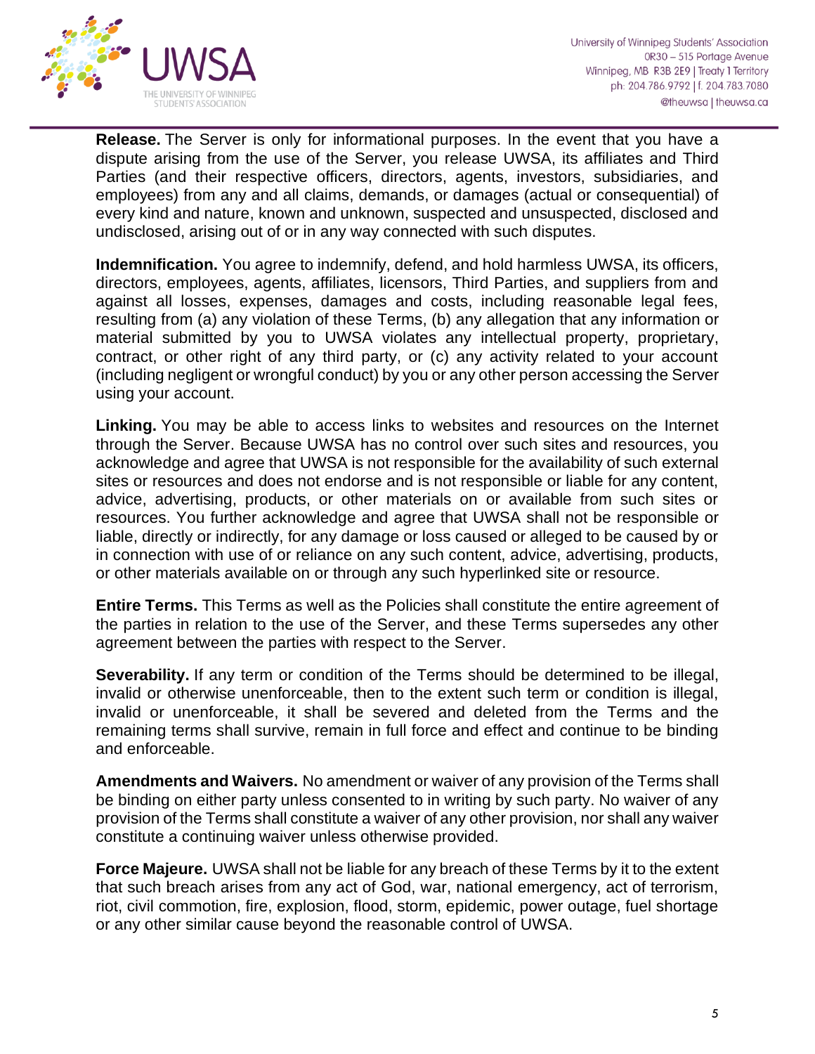**Release.** The Server is only for informational purposes. In the event that you have a dispute arising from the use of the Server, you release UWSA, its affiliates and Third Parties (and their respective officers, directors, agents, investors, subsidiaries, and employees) from any and all claims, demands, or damages (actual or consequential) of every kind and nature, known and unknown, suspected and unsuspected, disclosed and undisclosed, arising out of or in any way connected with such disputes.

**Indemnification.** You agree to indemnify, defend, and hold harmless UWSA, its officers, directors, employees, agents, affiliates, licensors, Third Parties, and suppliers from and against all losses, expenses, damages and costs, including reasonable legal fees, resulting from (a) any violation of these Terms, (b) any allegation that any information or material submitted by you to UWSA violates any intellectual property, proprietary, contract, or other right of any third party, or (c) any activity related to your account (including negligent or wrongful conduct) by you or any other person accessing the Server using your account.

**Linking.** You may be able to access links to websites and resources on the Internet through the Server. Because UWSA has no control over such sites and resources, you acknowledge and agree that UWSA is not responsible for the availability of such external sites or resources and does not endorse and is not responsible or liable for any content, advice, advertising, products, or other materials on or available from such sites or resources. You further acknowledge and agree that UWSA shall not be responsible or liable, directly or indirectly, for any damage or loss caused or alleged to be caused by or in connection with use of or reliance on any such content, advice, advertising, products, or other materials available on or through any such hyperlinked site or resource.

**Entire Terms.** This Terms as well as the Policies shall constitute the entire agreement of the parties in relation to the use of the Server, and these Terms supersedes any other agreement between the parties with respect to the Server.

**Severability.** If any term or condition of the Terms should be determined to be illegal, invalid or otherwise unenforceable, then to the extent such term or condition is illegal, invalid or unenforceable, it shall be severed and deleted from the Terms and the remaining terms shall survive, remain in full force and effect and continue to be binding and enforceable.

**Amendments and Waivers.** No amendment or waiver of any provision of the Terms shall be binding on either party unless consented to in writing by such party. No waiver of any provision of the Terms shall constitute a waiver of any other provision, nor shall any waiver constitute a continuing waiver unless otherwise provided.

**Force Majeure.** UWSA shall not be liable for any breach of these Terms by it to the extent that such breach arises from any act of God, war, national emergency, act of terrorism, riot, civil commotion, fire, explosion, flood, storm, epidemic, power outage, fuel shortage or any other similar cause beyond the reasonable control of UWSA.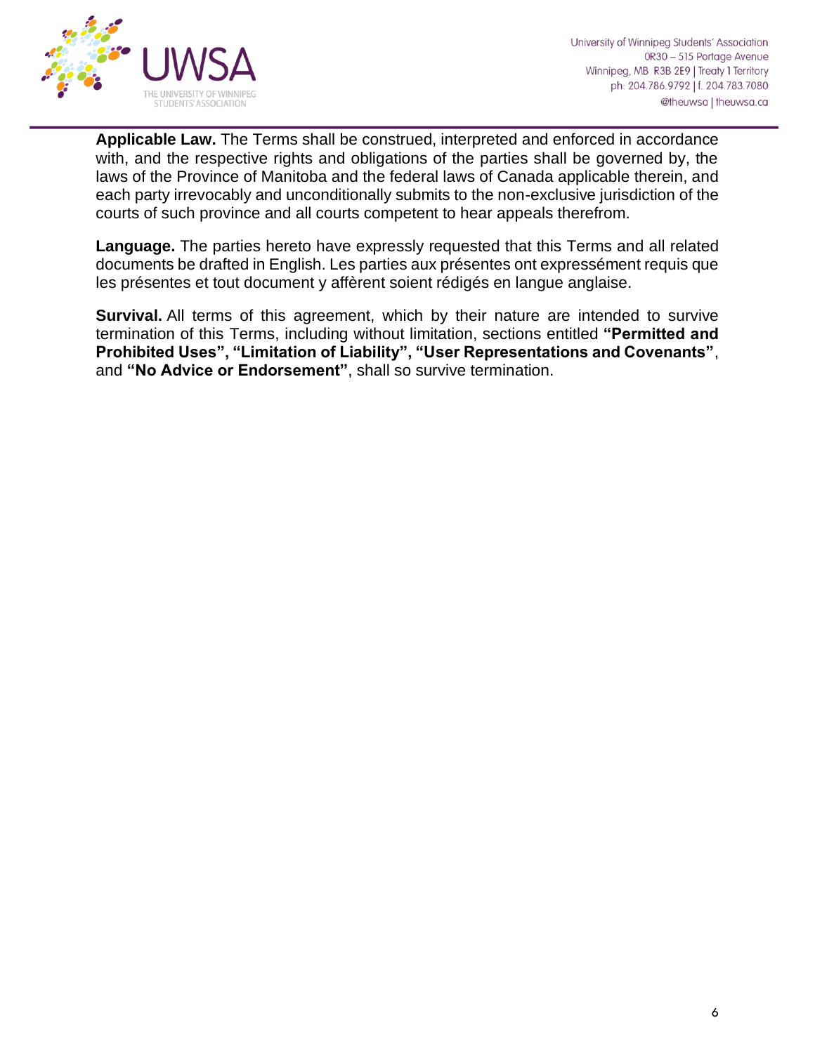**Applicable Law.** The Terms shall be construed, interpreted and enforced in accordance with, and the respective rights and obligations of the parties shall be governed by, the laws of the Province of Manitoba and the federal laws of Canada applicable therein, and each party irrevocably and unconditionally submits to the non-exclusive jurisdiction of the courts of such province and all courts competent to hear appeals therefrom.

**Language.** The parties hereto have expressly requested that this Terms and all related documents be drafted in English. Les parties aux présentes ont expressément requis que les présentes et tout document y affèrent soient rédigés en langue anglaise.

**Survival.** All terms of this agreement, which by their nature are intended to survive termination of this Terms, including without limitation, sections entitled **"Permitted and Prohibited Uses", "Limitation of Liability", "User Representations and Covenants"**, and **"No Advice or Endorsement"**, shall so survive termination.